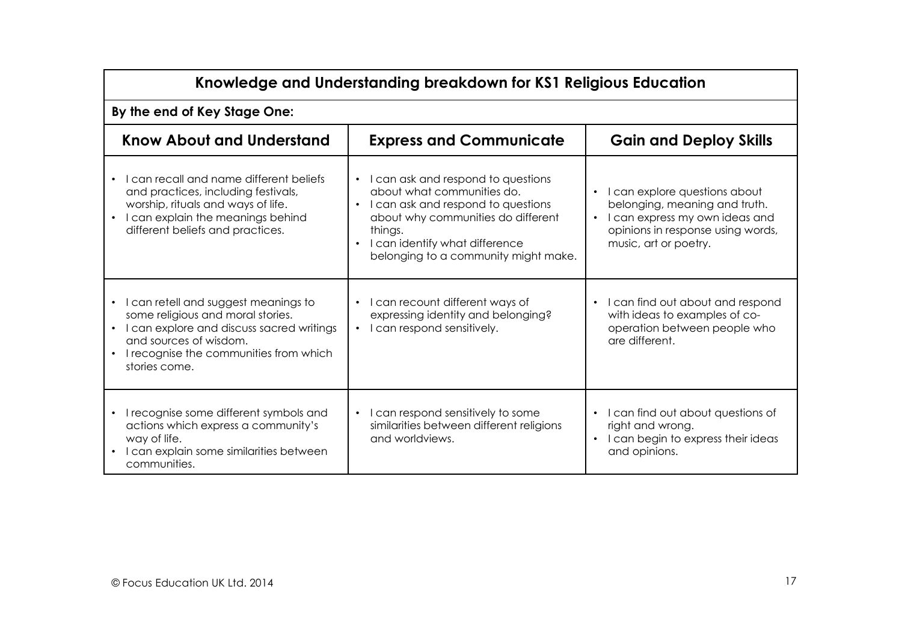| Knowledge and Understanding breakdown for KS1 Religious Education | | |
|---|---|---|
| **By the end of Key Stage One:** | | |
| **Know About and Understand** | **Express and Communicate** | **Gain and Deploy Skills** |
| • I can recall and name different beliefs and practices, including festivals, worship, rituals and ways of life.<br>• I can explain the meanings behind different beliefs and practices. | • I can ask and respond to questions about what communities do.<br>• I can ask and respond to questions about why communities do different things.<br>• I can identify what difference belonging to a community might make. | • I can explore questions about belonging, meaning and truth.<br>• I can express my own ideas and opinions in response using words, music, art or poetry. |
| • I can retell and suggest meanings to some religious and moral stories.<br>• I can explore and discuss sacred writings and sources of wisdom.<br>• I recognise the communities from which stories come. | • I can recount different ways of expressing identity and belonging?<br>• I can respond sensitively. | • I can find out about and respond with ideas to examples of co-operation between people who are different. |
| • I recognise some different symbols and actions which express a community's way of life.<br>• I can explain some similarities between communities. | • I can respond sensitively to some similarities between different religions and worldviews. | • I can find out about questions of right and wrong.<br>• I can begin to express their ideas and opinions. |

© Focus Education UK Ltd. 2014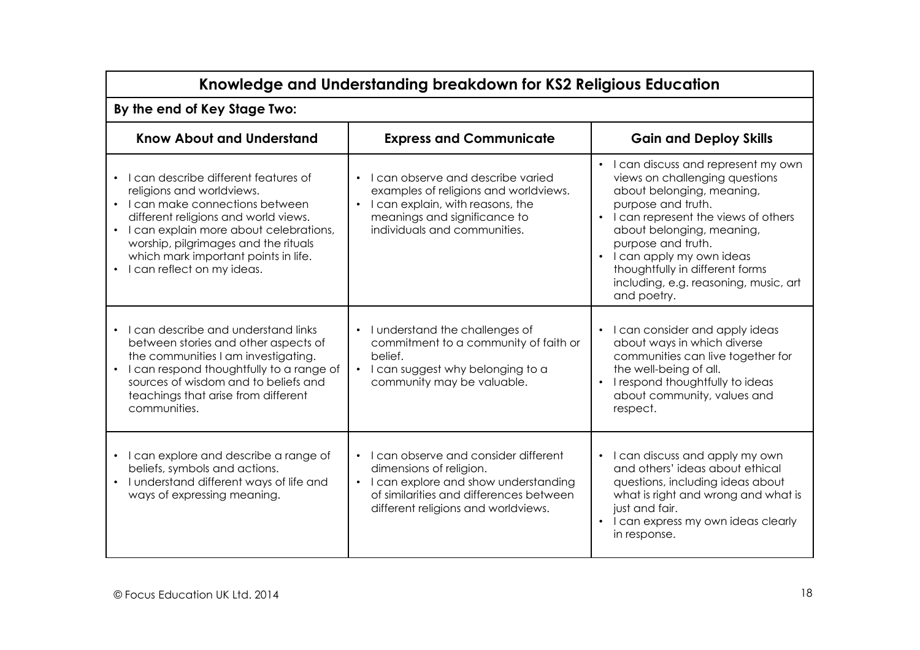## Knowledge and Understanding breakdown for KS2 Religious Education

**By the end of Key Stage Two:**

| Know About and Understand | Express and Communicate | Gain and Deploy Skills |
|---|---|---|
| • I can describe different features of religions and worldviews.<br>• I can make connections between different religions and world views.<br>• I can explain more about celebrations, worship, pilgrimages and the rituals which mark important points in life.<br>• I can reflect on my ideas. | • I can observe and describe varied examples of religions and worldviews.<br>• I can explain, with reasons, the meanings and significance to individuals and communities. | • I can discuss and represent my own views on challenging questions about belonging, meaning, purpose and truth.<br>• I can represent the views of others about belonging, meaning, purpose and truth.<br>• I can apply my own ideas thoughtfully in different forms including, e.g. reasoning, music, art and poetry. |
| • I can describe and understand links between stories and other aspects of the communities I am investigating.<br>• I can respond thoughtfully to a range of sources of wisdom and to beliefs and teachings that arise from different communities. | • I understand the challenges of commitment to a community of faith or belief.<br>• I can suggest why belonging to a community may be valuable. | • I can consider and apply ideas about ways in which diverse communities can live together for the well-being of all.<br>• I respond thoughtfully to ideas about community, values and respect. |
| • I can explore and describe a range of beliefs, symbols and actions.<br>• I understand different ways of life and ways of expressing meaning. | • I can observe and consider different dimensions of religion.<br>• I can explore and show understanding of similarities and differences between different religions and worldviews. | • I can discuss and apply my own and others' ideas about ethical questions, including ideas about what is right and wrong and what is just and fair.<br>• I can express my own ideas clearly in response. |

© Focus Education UK Ltd. 2014